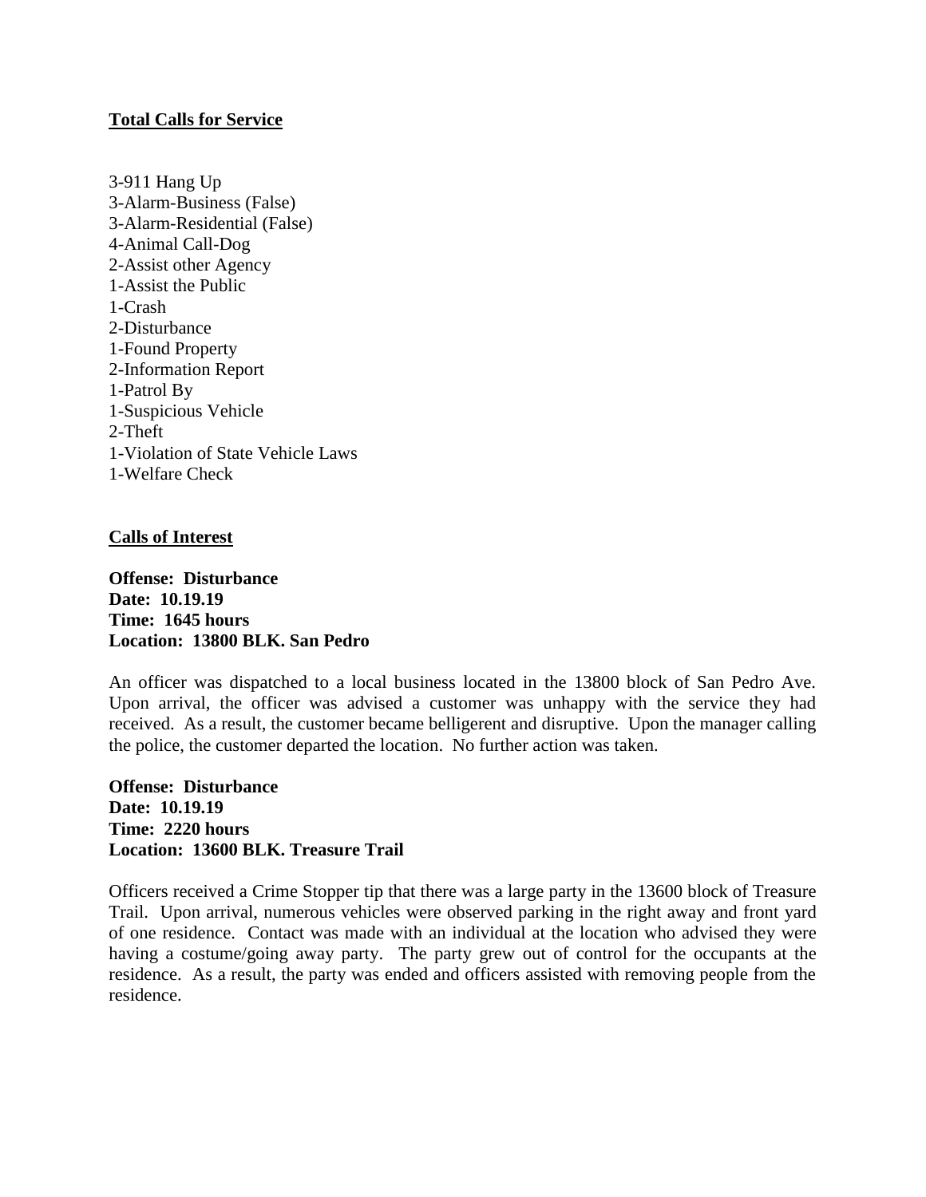**Total Calls for Service**

3-911 Hang Up
3-Alarm-Business (False)
3-Alarm-Residential (False)
4-Animal Call-Dog
2-Assist other Agency
1-Assist the Public
1-Crash
2-Disturbance
1-Found Property
2-Information Report
1-Patrol By
1-Suspicious Vehicle
2-Theft
1-Violation of State Vehicle Laws
1-Welfare Check

**Calls of Interest**

**Offense: Disturbance**
**Date: 10.19.19**
**Time: 1645 hours**
**Location: 13800 BLK. San Pedro**

An officer was dispatched to a local business located in the 13800 block of San Pedro Ave. Upon arrival, the officer was advised a customer was unhappy with the service they had received. As a result, the customer became belligerent and disruptive. Upon the manager calling the police, the customer departed the location. No further action was taken.

**Offense: Disturbance**
**Date: 10.19.19**
**Time: 2220 hours**
**Location: 13600 BLK. Treasure Trail**

Officers received a Crime Stopper tip that there was a large party in the 13600 block of Treasure Trail. Upon arrival, numerous vehicles were observed parking in the right away and front yard of one residence. Contact was made with an individual at the location who advised they were having a costume/going away party. The party grew out of control for the occupants at the residence. As a result, the party was ended and officers assisted with removing people from the residence.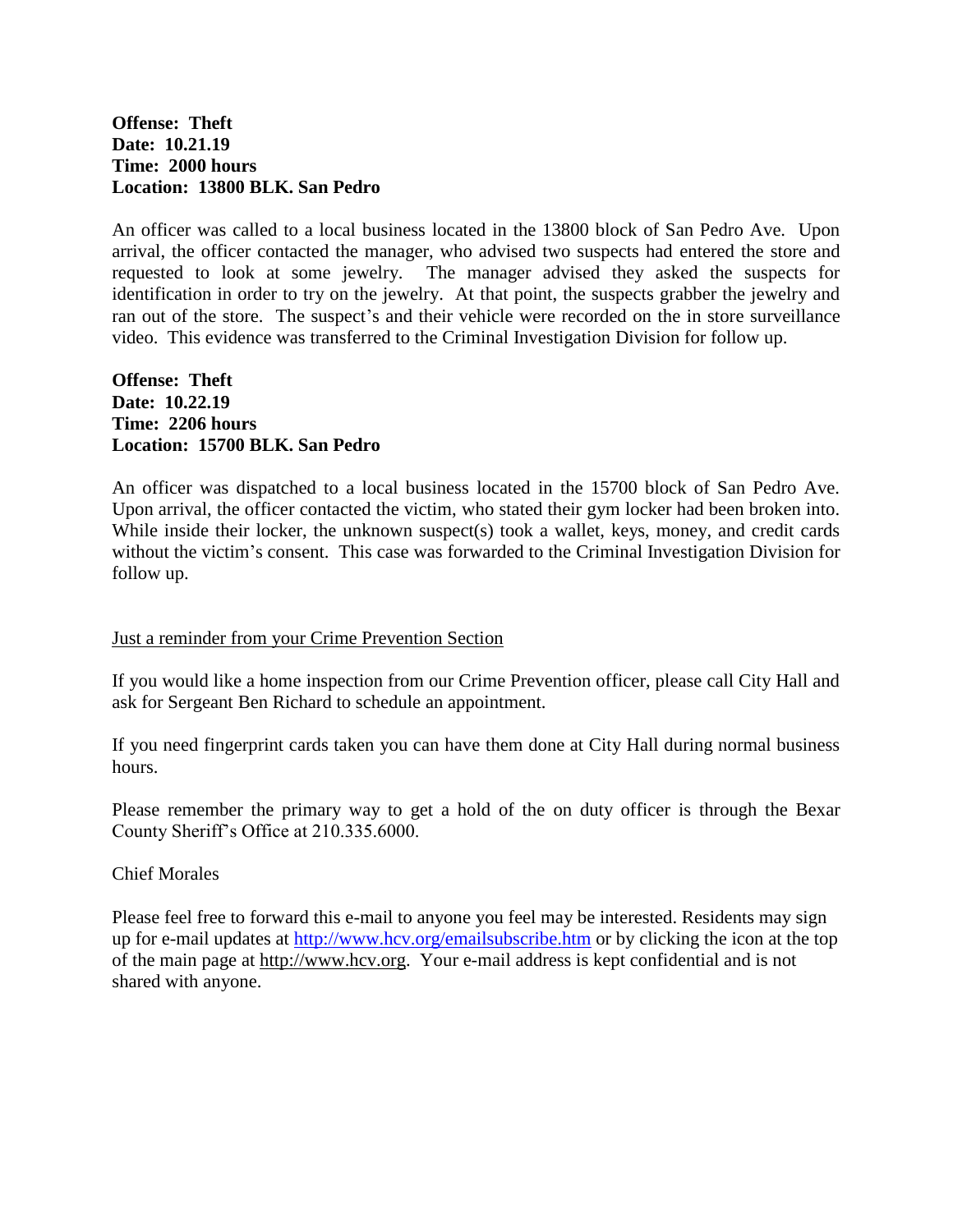**Offense: Theft**
**Date: 10.21.19**
**Time: 2000 hours**
**Location: 13800 BLK. San Pedro**

An officer was called to a local business located in the 13800 block of San Pedro Ave. Upon arrival, the officer contacted the manager, who advised two suspects had entered the store and requested to look at some jewelry. The manager advised they asked the suspects for identification in order to try on the jewelry. At that point, the suspects grabber the jewelry and ran out of the store. The suspect's and their vehicle were recorded on the in store surveillance video. This evidence was transferred to the Criminal Investigation Division for follow up.

**Offense: Theft**
**Date: 10.22.19**
**Time: 2206 hours**
**Location: 15700 BLK. San Pedro**

An officer was dispatched to a local business located in the 15700 block of San Pedro Ave. Upon arrival, the officer contacted the victim, who stated their gym locker had been broken into. While inside their locker, the unknown suspect(s) took a wallet, keys, money, and credit cards without the victim's consent. This case was forwarded to the Criminal Investigation Division for follow up.

<u>Just a reminder from your Crime Prevention Section</u>

If you would like a home inspection from our Crime Prevention officer, please call City Hall and ask for Sergeant Ben Richard to schedule an appointment.

If you need fingerprint cards taken you can have them done at City Hall during normal business hours.

Please remember the primary way to get a hold of the on duty officer is through the Bexar County Sheriff's Office at 210.335.6000.

Chief Morales

Please feel free to forward this e-mail to anyone you feel may be interested. Residents may sign up for e-mail updates at http://www.hcv.org/emailsubscribe.htm or by clicking the icon at the top of the main page at http://www.hcv.org. Your e-mail address is kept confidential and is not shared with anyone.